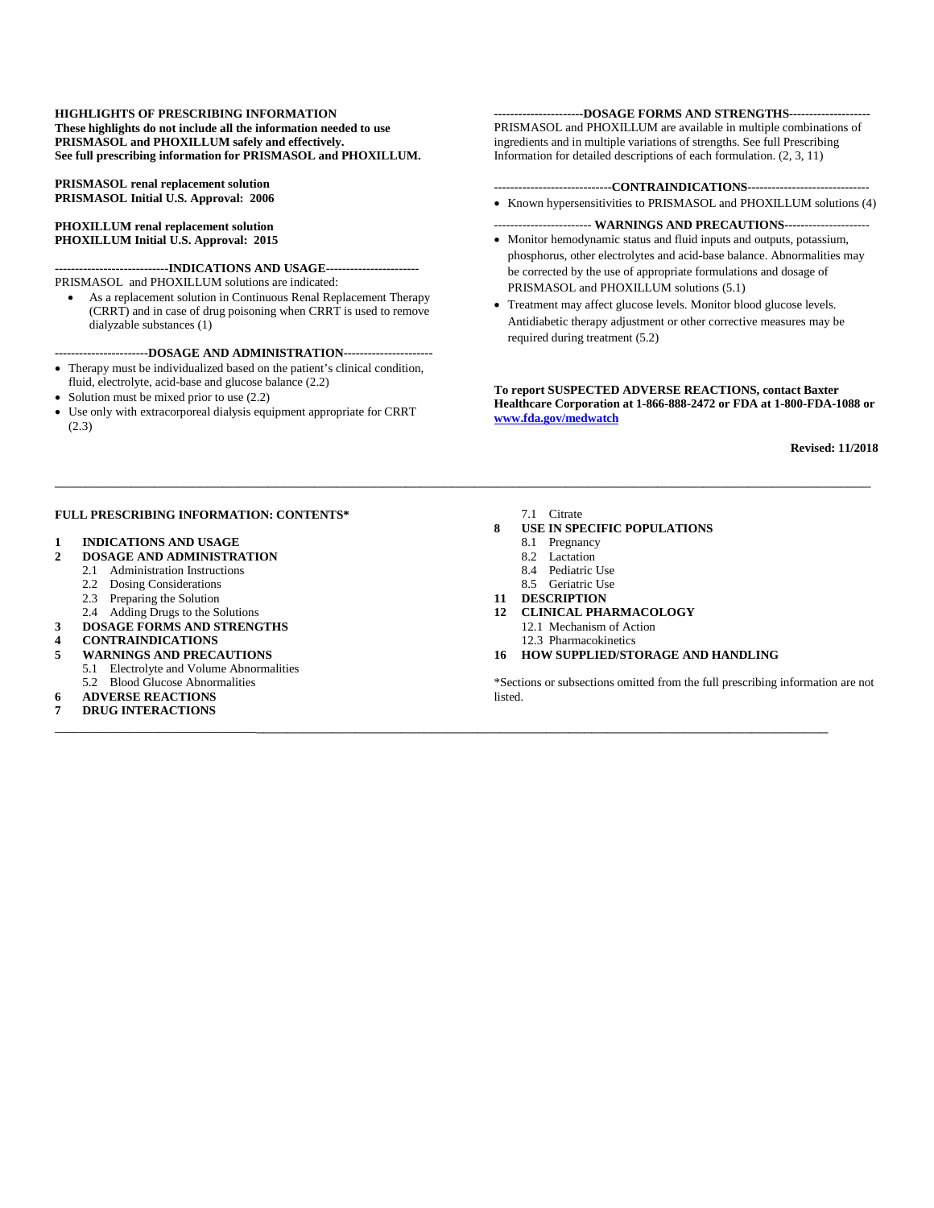**HIGHLIGHTS OF PRESCRIBING INFORMATION**
**These highlights do not include all the information needed to use PRISMASOL and PHOXILLUM safely and effectively.**
**See full prescribing information for PRISMASOL and PHOXILLUM.**

**PRISMASOL renal replacement solution**
**PRISMASOL Initial U.S. Approval: 2006**

**PHOXILLUM renal replacement solution**
**PHOXILLUM Initial U.S. Approval: 2015**

**----------------------------INDICATIONS AND USAGE----------------------**

PRISMASOL and PHOXILLUM solutions are indicated:

- As a replacement solution in Continuous Renal Replacement Therapy (CRRT) and in case of drug poisoning when CRRT is used to remove dialyzable substances (1)

**----------------------DOSAGE AND ADMINISTRATION---------------------**

- Therapy must be individualized based on the patient's clinical condition, fluid, electrolyte, acid-base and glucose balance (2.2)
- Solution must be mixed prior to use (2.2)
- Use only with extracorporeal dialysis equipment appropriate for CRRT (2.3)

**---------------------DOSAGE FORMS AND STRENGTHS-------------------**

PRISMASOL and PHOXILLUM are available in multiple combinations of ingredients and in multiple variations of strengths. See full Prescribing Information for detailed descriptions of each formulation. (2, 3, 11)

**----------------------------CONTRAINDICATIONS-----------------------------**

- Known hypersensitivities to PRISMASOL and PHOXILLUM solutions (4)

**----------------------- WARNINGS AND PRECAUTIONS--------------------**

- Monitor hemodynamic status and fluid inputs and outputs, potassium, phosphorus, other electrolytes and acid-base balance. Abnormalities may be corrected by the use of appropriate formulations and dosage of PRISMASOL and PHOXILLUM solutions (5.1)
- Treatment may affect glucose levels. Monitor blood glucose levels. Antidiabetic therapy adjustment or other corrective measures may be required during treatment (5.2)

**To report SUSPECTED ADVERSE REACTIONS, contact Baxter Healthcare Corporation at 1-866-888-2472 or FDA at 1-800-FDA-1088 or www.fda.gov/medwatch**

**Revised: 11/2018**

---

**FULL PRESCRIBING INFORMATION: CONTENTS***

**1 INDICATIONS AND USAGE**
**2 DOSAGE AND ADMINISTRATION**
  2.1 Administration Instructions
  2.2 Dosing Considerations
  2.3 Preparing the Solution
  2.4 Adding Drugs to the Solutions
**3 DOSAGE FORMS AND STRENGTHS**
**4 CONTRAINDICATIONS**
**5 WARNINGS AND PRECAUTIONS**
  5.1 Electrolyte and Volume Abnormalities
  5.2 Blood Glucose Abnormalities
**6 ADVERSE REACTIONS**
**7 DRUG INTERACTIONS**
  7.1 Citrate
**8 USE IN SPECIFIC POPULATIONS**
  8.1 Pregnancy
  8.2 Lactation
  8.4 Pediatric Use
  8.5 Geriatric Use
**11 DESCRIPTION**
**12 CLINICAL PHARMACOLOGY**
  12.1 Mechanism of Action
  12.3 Pharmacokinetics
**16 HOW SUPPLIED/STORAGE AND HANDLING**

*Sections or subsections omitted from the full prescribing information are not listed.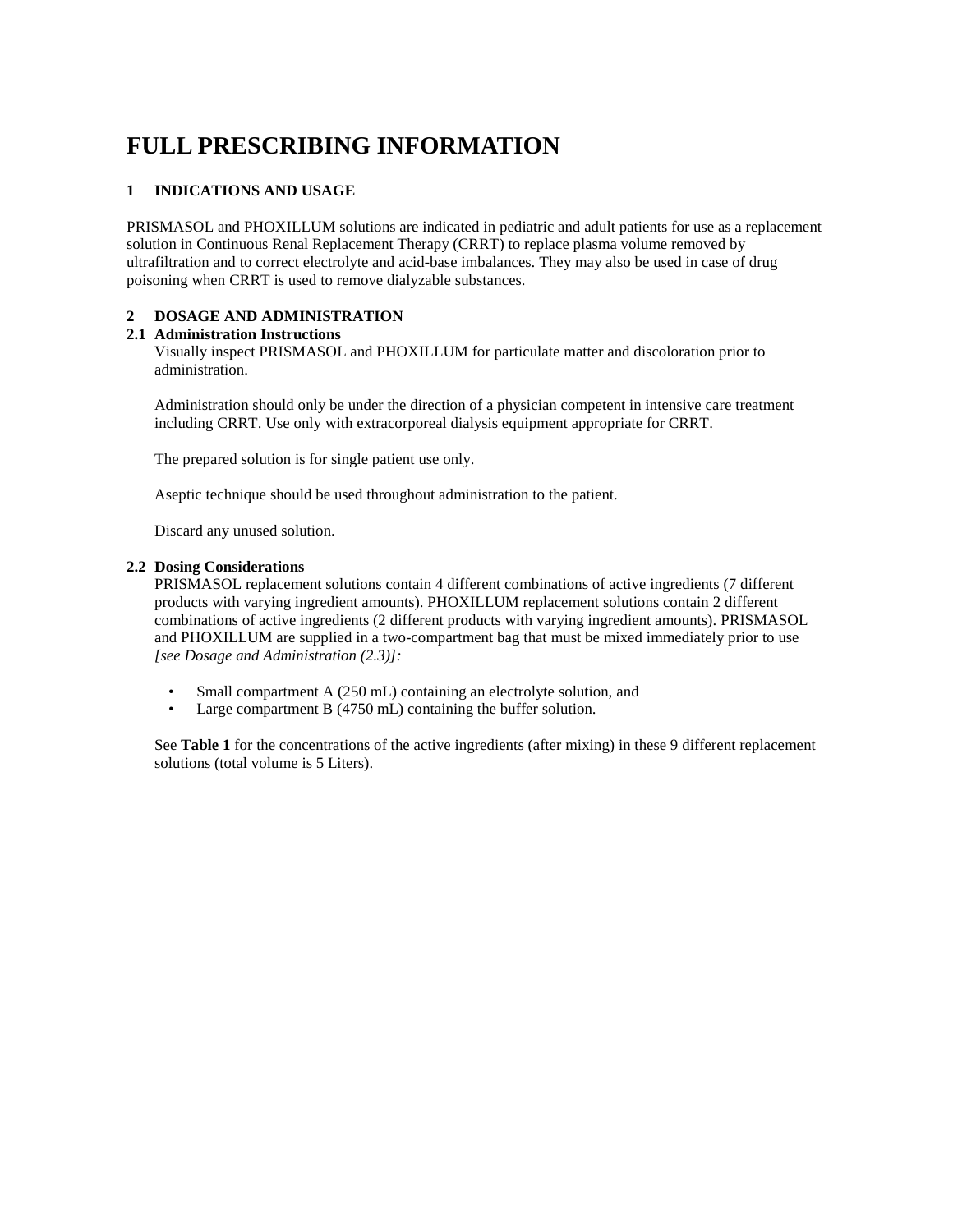# FULL PRESCRIBING INFORMATION

## 1 INDICATIONS AND USAGE

PRISMASOL and PHOXILLUM solutions are indicated in pediatric and adult patients for use as a replacement solution in Continuous Renal Replacement Therapy (CRRT) to replace plasma volume removed by ultrafiltration and to correct electrolyte and acid-base imbalances. They may also be used in case of drug poisoning when CRRT is used to remove dialyzable substances.

## 2 DOSAGE AND ADMINISTRATION

### 2.1 Administration Instructions

Visually inspect PRISMASOL and PHOXILLUM for particulate matter and discoloration prior to administration.

Administration should only be under the direction of a physician competent in intensive care treatment including CRRT. Use only with extracorporeal dialysis equipment appropriate for CRRT.

The prepared solution is for single patient use only.

Aseptic technique should be used throughout administration to the patient.

Discard any unused solution.

### 2.2 Dosing Considerations

PRISMASOL replacement solutions contain 4 different combinations of active ingredients (7 different products with varying ingredient amounts). PHOXILLUM replacement solutions contain 2 different combinations of active ingredients (2 different products with varying ingredient amounts). PRISMASOL and PHOXILLUM are supplied in a two-compartment bag that must be mixed immediately prior to use *[see Dosage and Administration (2.3)]:*

- Small compartment A (250 mL) containing an electrolyte solution, and
- Large compartment B (4750 mL) containing the buffer solution.

See **Table 1** for the concentrations of the active ingredients (after mixing) in these 9 different replacement solutions (total volume is 5 Liters).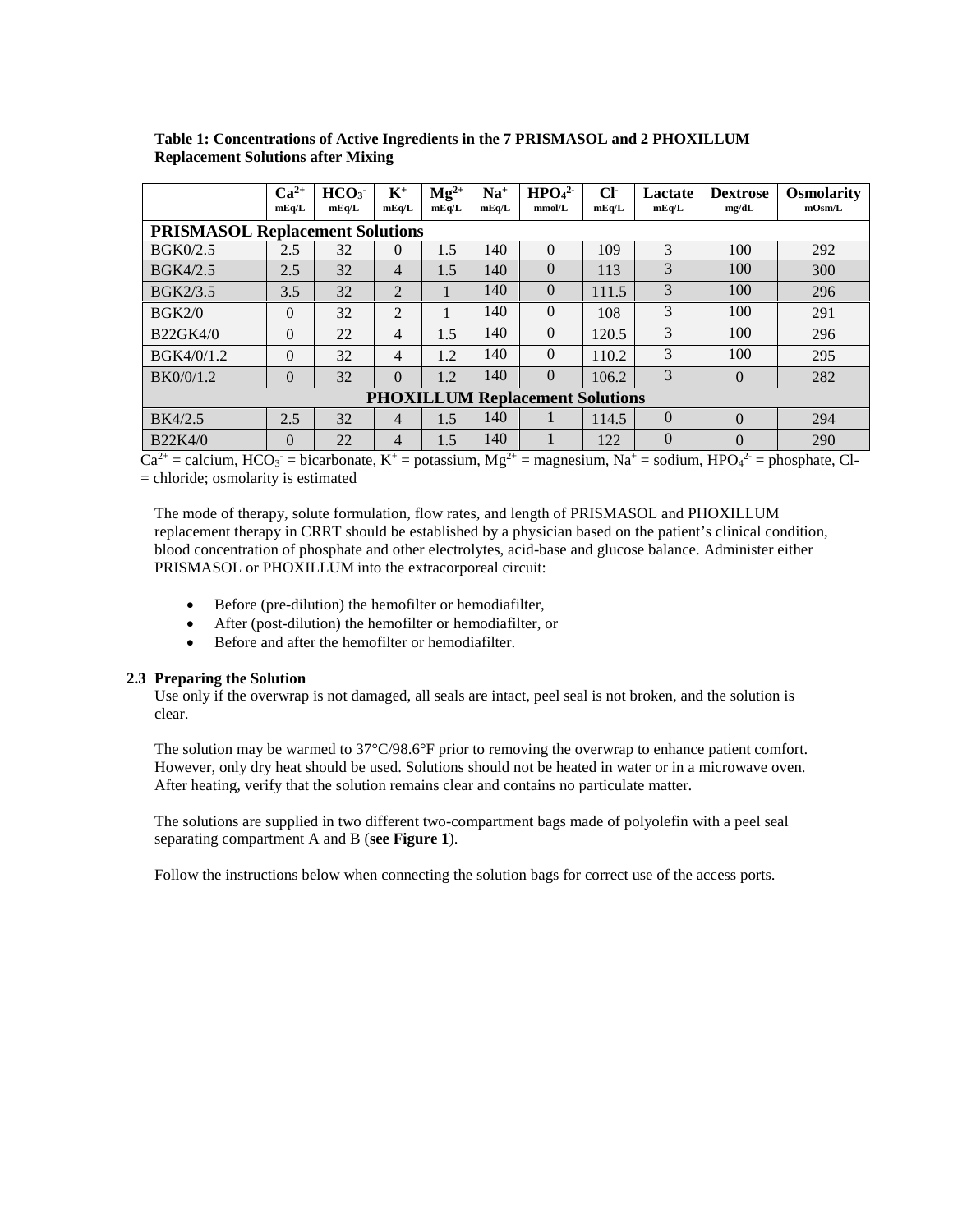**Table 1: Concentrations of Active Ingredients in the 7 PRISMASOL and 2 PHOXILLUM Replacement Solutions after Mixing**

| | $Ca^{2+}$ mEq/L | $HCO_3^-$ mEq/L | $K^+$ mEq/L | $Mg^{2+}$ mEq/L | $Na^+$ mEq/L | $HPO_4^{2-}$ mmol/L | $Cl^-$ mEq/L | Lactate mEq/L | Dextrose mg/dL | Osmolarity mOsm/L |
|---|---|---|---|---|---|---|---|---|---|---|
| **PRISMASOL Replacement Solutions** | | | | | | | | | | |
| BGK0/2.5 | 2.5 | 32 | 0 | 1.5 | 140 | 0 | 109 | 3 | 100 | 292 |
| BGK4/2.5 | 2.5 | 32 | 4 | 1.5 | 140 | 0 | 113 | 3 | 100 | 300 |
| BGK2/3.5 | 3.5 | 32 | 2 | 1 | 140 | 0 | 111.5 | 3 | 100 | 296 |
| BGK2/0 | 0 | 32 | 2 | 1 | 140 | 0 | 108 | 3 | 100 | 291 |
| B22GK4/0 | 0 | 22 | 4 | 1.5 | 140 | 0 | 120.5 | 3 | 100 | 296 |
| BGK4/0/1.2 | 0 | 32 | 4 | 1.2 | 140 | 0 | 110.2 | 3 | 100 | 295 |
| BK0/0/1.2 | 0 | 32 | 0 | 1.2 | 140 | 0 | 106.2 | 3 | 0 | 282 |
| **PHOXILLUM Replacement Solutions** | | | | | | | | | | |
| BK4/2.5 | 2.5 | 32 | 4 | 1.5 | 140 | 1 | 114.5 | 0 | 0 | 294 |
| B22K4/0 | 0 | 22 | 4 | 1.5 | 140 | 1 | 122 | 0 | 0 | 290 |

$Ca^{2+}$ = calcium, $HCO_3^-$ = bicarbonate, $K^+$ = potassium, $Mg^{2+}$ = magnesium, $Na^+$ = sodium, $HPO_4^{2-}$ = phosphate, Cl- = chloride; osmolarity is estimated

The mode of therapy, solute formulation, flow rates, and length of PRISMASOL and PHOXILLUM replacement therapy in CRRT should be established by a physician based on the patient's clinical condition, blood concentration of phosphate and other electrolytes, acid-base and glucose balance. Administer either PRISMASOL or PHOXILLUM into the extracorporeal circuit:

- Before (pre-dilution) the hemofilter or hemodiafilter,
- After (post-dilution) the hemofilter or hemodiafilter, or
- Before and after the hemofilter or hemodiafilter.

### 2.3 Preparing the Solution

Use only if the overwrap is not damaged, all seals are intact, peel seal is not broken, and the solution is clear.

The solution may be warmed to 37°C/98.6°F prior to removing the overwrap to enhance patient comfort. However, only dry heat should be used. Solutions should not be heated in water or in a microwave oven. After heating, verify that the solution remains clear and contains no particulate matter.

The solutions are supplied in two different two-compartment bags made of polyolefin with a peel seal separating compartment A and B (**see Figure 1**).

Follow the instructions below when connecting the solution bags for correct use of the access ports.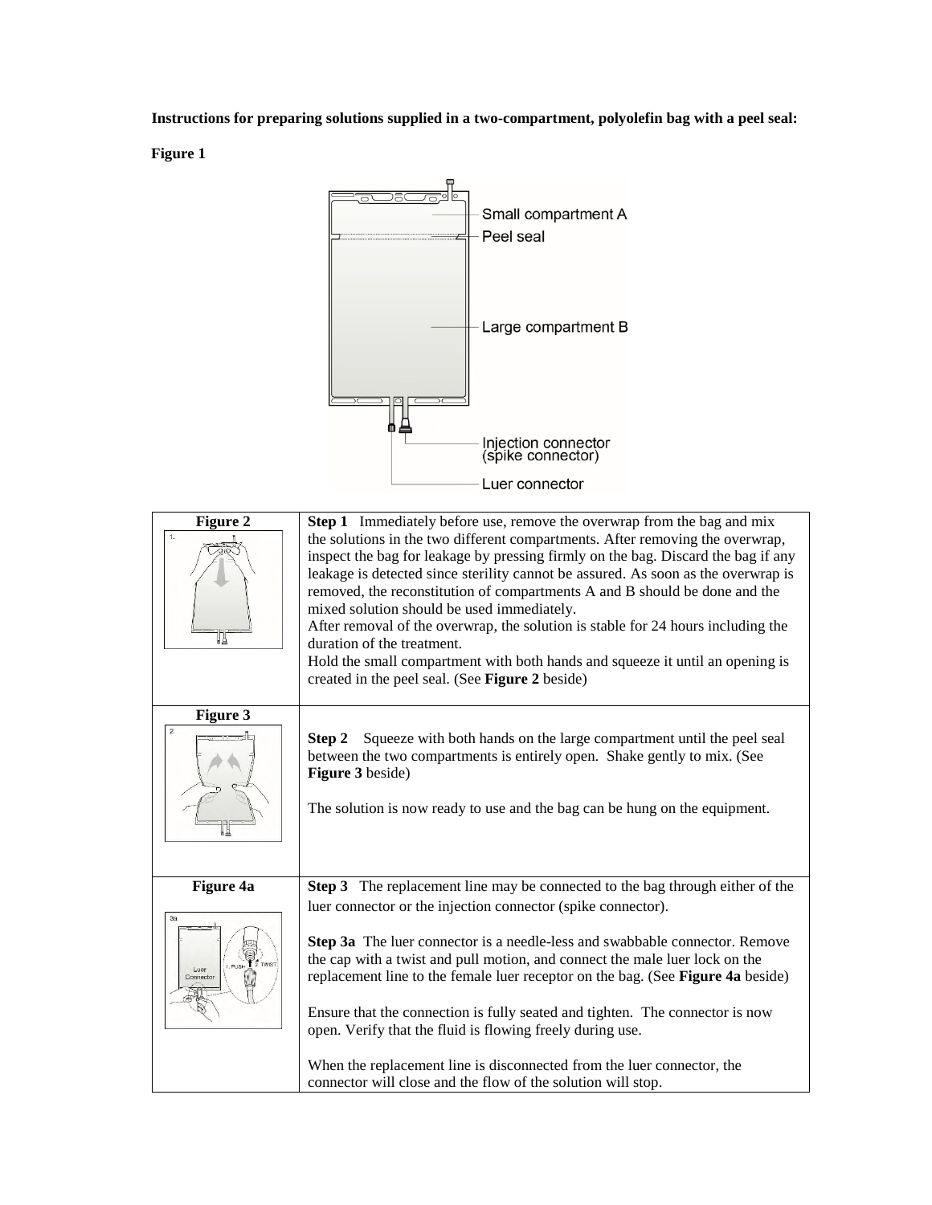**Instructions for preparing solutions supplied in a two-compartment, polyolefin bag with a peel seal:**

**Figure 1**

Small compartment A

Peel seal

Large compartment B

Injection connector (spike connector)

Luer connector

| Figure 2 | **Step 1** Immediately before use, remove the overwrap from the bag and mix the solutions in the two different compartments. After removing the overwrap, inspect the bag for leakage by pressing firmly on the bag. Discard the bag if any leakage is detected since sterility cannot be assured. As soon as the overwrap is removed, the reconstitution of compartments A and B should be done and the mixed solution should be used immediately.<br>After removal of the overwrap, the solution is stable for 24 hours including the duration of the treatment.<br>Hold the small compartment with both hands and squeeze it until an opening is created in the peel seal. (See **Figure 2** beside) |
|---|---|
| **Figure 3** | **Step 2** Squeeze with both hands on the large compartment until the peel seal between the two compartments is entirely open. Shake gently to mix. (See **Figure 3** beside)<br><br>The solution is now ready to use and the bag can be hung on the equipment. |
| **Figure 4a** | **Step 3** The replacement line may be connected to the bag through either of the luer connector or the injection connector (spike connector).<br><br>**Step 3a** The luer connector is a needle-less and swabbable connector. Remove the cap with a twist and pull motion, and connect the male luer lock on the replacement line to the female luer receptor on the bag. (See **Figure 4a** beside)<br><br>Ensure that the connection is fully seated and tighten. The connector is now open. Verify that the fluid is flowing freely during use.<br><br>When the replacement line is disconnected from the luer connector, the connector will close and the flow of the solution will stop. |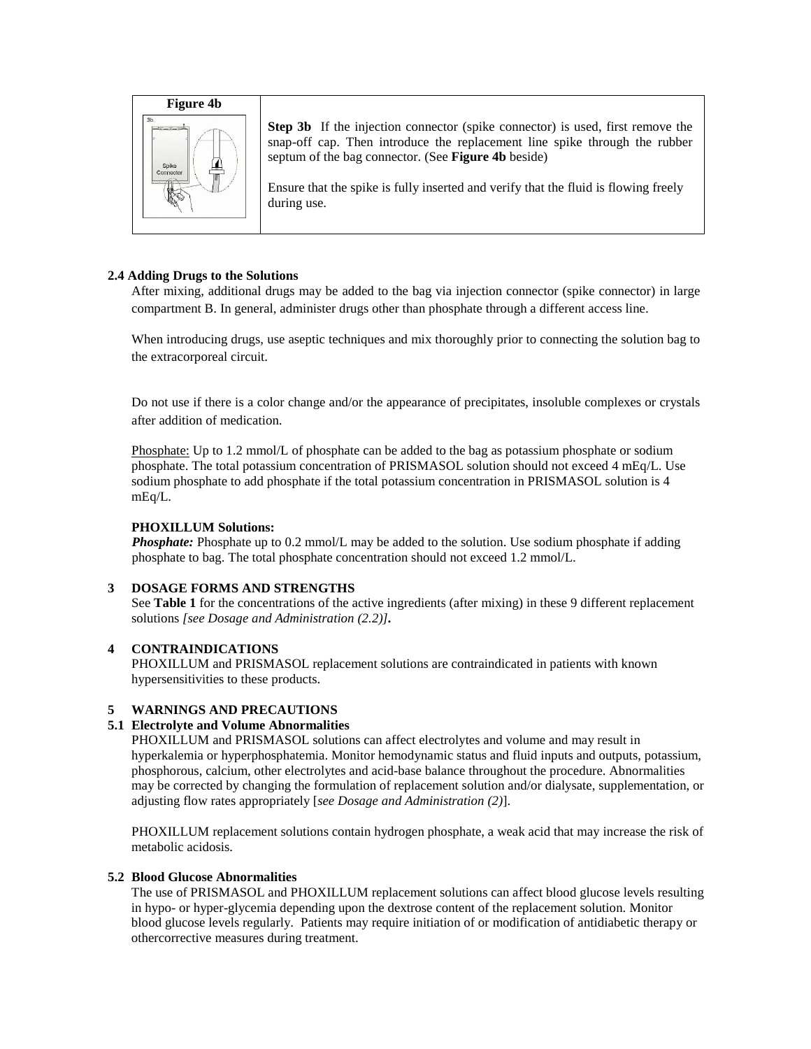| Figure 4b | |
|---|---|
| | **Step 3b** If the injection connector (spike connector) is used, first remove the snap-off cap. Then introduce the replacement line spike through the rubber septum of the bag connector. (See **Figure 4b** beside)<br><br>Ensure that the spike is fully inserted and verify that the fluid is flowing freely during use. |

### 2.4 Adding Drugs to the Solutions

After mixing, additional drugs may be added to the bag via injection connector (spike connector) in large compartment B. In general, administer drugs other than phosphate through a different access line.

When introducing drugs, use aseptic techniques and mix thoroughly prior to connecting the solution bag to the extracorporeal circuit.

Do not use if there is a color change and/or the appearance of precipitates, insoluble complexes or crystals after addition of medication.

Phosphate: Up to 1.2 mmol/L of phosphate can be added to the bag as potassium phosphate or sodium phosphate. The total potassium concentration of PRISMASOL solution should not exceed 4 mEq/L. Use sodium phosphate to add phosphate if the total potassium concentration in PRISMASOL solution is 4 mEq/L.

**PHOXILLUM Solutions:**

***Phosphate:*** Phosphate up to 0.2 mmol/L may be added to the solution. Use sodium phosphate if adding phosphate to bag. The total phosphate concentration should not exceed 1.2 mmol/L.

## 3 DOSAGE FORMS AND STRENGTHS

See **Table 1** for the concentrations of the active ingredients (after mixing) in these 9 different replacement solutions *[see Dosage and Administration (2.2)]*.

## 4 CONTRAINDICATIONS

PHOXILLUM and PRISMASOL replacement solutions are contraindicated in patients with known hypersensitivities to these products.

## 5 WARNINGS AND PRECAUTIONS

### 5.1 Electrolyte and Volume Abnormalities

PHOXILLUM and PRISMASOL solutions can affect electrolytes and volume and may result in hyperkalemia or hyperphosphatemia. Monitor hemodynamic status and fluid inputs and outputs, potassium, phosphorous, calcium, other electrolytes and acid-base balance throughout the procedure. Abnormalities may be corrected by changing the formulation of replacement solution and/or dialysate, supplementation, or adjusting flow rates appropriately [*see Dosage and Administration (2)*].

PHOXILLUM replacement solutions contain hydrogen phosphate, a weak acid that may increase the risk of metabolic acidosis.

### 5.2 Blood Glucose Abnormalities

The use of PRISMASOL and PHOXILLUM replacement solutions can affect blood glucose levels resulting in hypo- or hyper-glycemia depending upon the dextrose content of the replacement solution. Monitor blood glucose levels regularly. Patients may require initiation of or modification of antidiabetic therapy or othercorrective measures during treatment.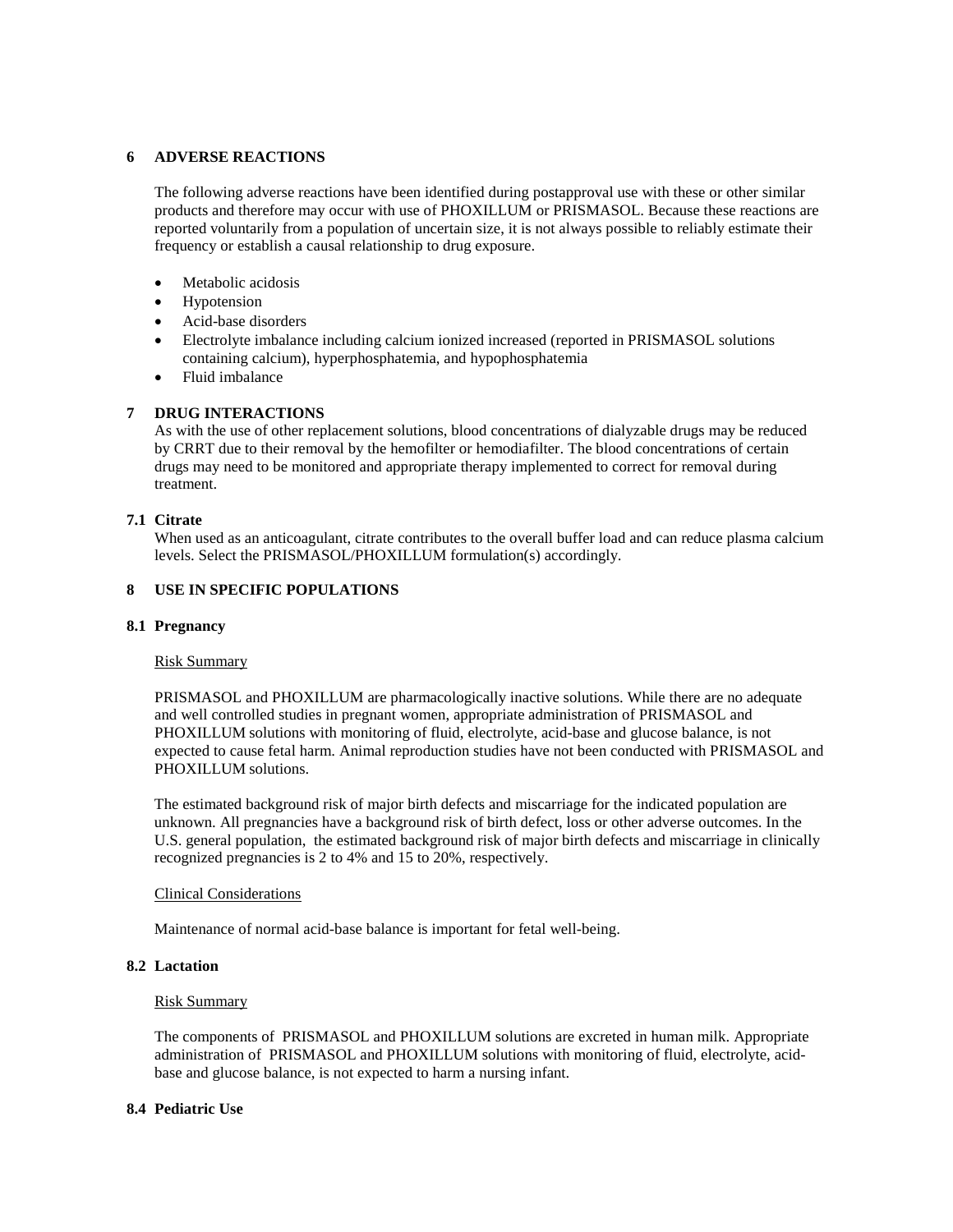## 6 ADVERSE REACTIONS

The following adverse reactions have been identified during postapproval use with these or other similar products and therefore may occur with use of PHOXILLUM or PRISMASOL. Because these reactions are reported voluntarily from a population of uncertain size, it is not always possible to reliably estimate their frequency or establish a causal relationship to drug exposure.

- Metabolic acidosis
- Hypotension
- Acid-base disorders
- Electrolyte imbalance including calcium ionized increased (reported in PRISMASOL solutions containing calcium), hyperphosphatemia, and hypophosphatemia
- Fluid imbalance

## 7 DRUG INTERACTIONS

As with the use of other replacement solutions, blood concentrations of dialyzable drugs may be reduced by CRRT due to their removal by the hemofilter or hemodiafilter. The blood concentrations of certain drugs may need to be monitored and appropriate therapy implemented to correct for removal during treatment.

### 7.1 Citrate

When used as an anticoagulant, citrate contributes to the overall buffer load and can reduce plasma calcium levels. Select the PRISMASOL/PHOXILLUM formulation(s) accordingly.

## 8 USE IN SPECIFIC POPULATIONS

### 8.1 Pregnancy

Risk Summary

PRISMASOL and PHOXILLUM are pharmacologically inactive solutions. While there are no adequate and well controlled studies in pregnant women, appropriate administration of PRISMASOL and PHOXILLUM solutions with monitoring of fluid, electrolyte, acid-base and glucose balance, is not expected to cause fetal harm. Animal reproduction studies have not been conducted with PRISMASOL and PHOXILLUM solutions.

The estimated background risk of major birth defects and miscarriage for the indicated population are unknown. All pregnancies have a background risk of birth defect, loss or other adverse outcomes. In the U.S. general population, the estimated background risk of major birth defects and miscarriage in clinically recognized pregnancies is 2 to 4% and 15 to 20%, respectively.

Clinical Considerations

Maintenance of normal acid-base balance is important for fetal well-being.

### 8.2 Lactation

Risk Summary

The components of PRISMASOL and PHOXILLUM solutions are excreted in human milk. Appropriate administration of PRISMASOL and PHOXILLUM solutions with monitoring of fluid, electrolyte, acid-base and glucose balance, is not expected to harm a nursing infant.

### 8.4 Pediatric Use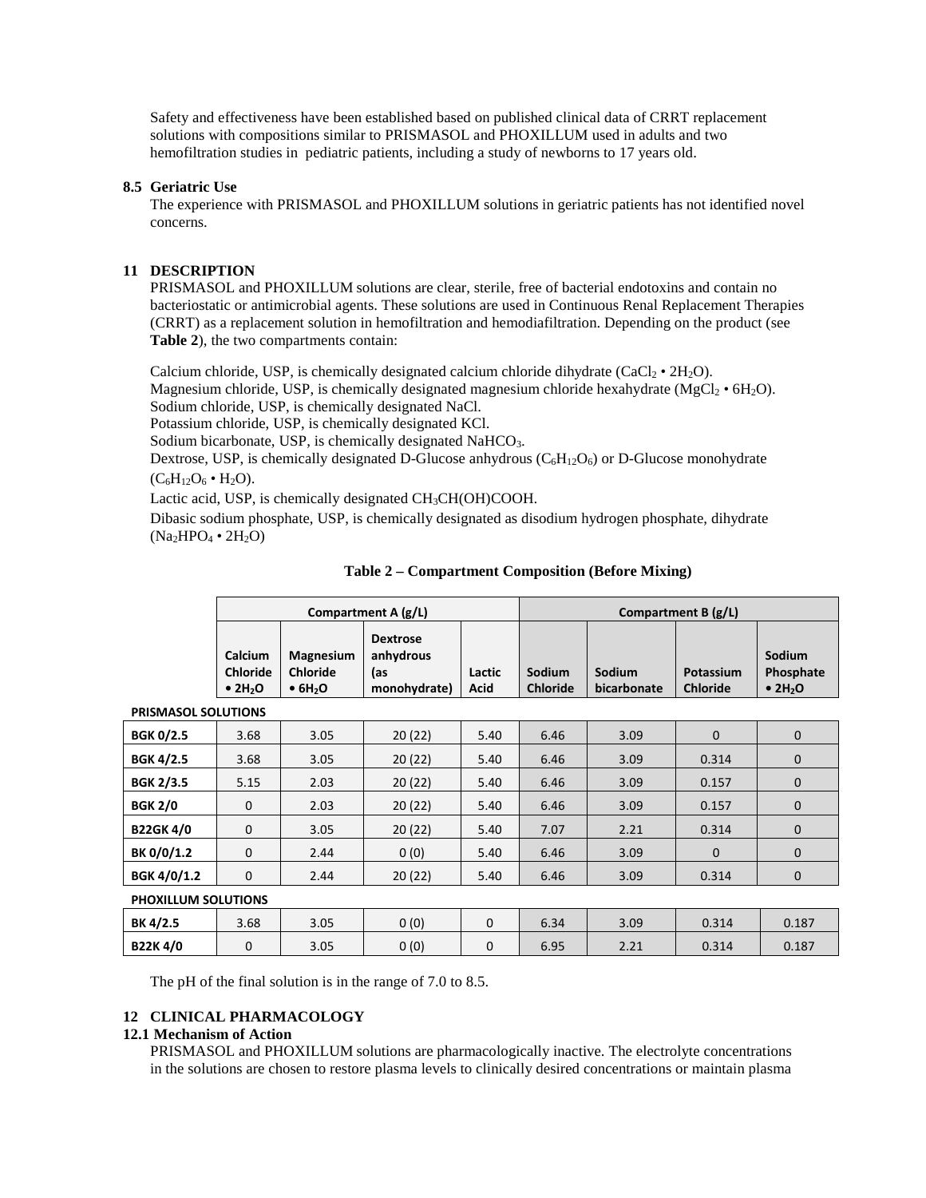Safety and effectiveness have been established based on published clinical data of CRRT replacement solutions with compositions similar to PRISMASOL and PHOXILLUM used in adults and two hemofiltration studies in pediatric patients, including a study of newborns to 17 years old.

### 8.5 Geriatric Use

The experience with PRISMASOL and PHOXILLUM solutions in geriatric patients has not identified novel concerns.

## 11 DESCRIPTION

PRISMASOL and PHOXILLUM solutions are clear, sterile, free of bacterial endotoxins and contain no bacteriostatic or antimicrobial agents. These solutions are used in Continuous Renal Replacement Therapies (CRRT) as a replacement solution in hemofiltration and hemodiafiltration. Depending on the product (see **Table 2**), the two compartments contain:

Calcium chloride, USP, is chemically designated calcium chloride dihydrate ($CaCl_2 \cdot 2H_2O$).
Magnesium chloride, USP, is chemically designated magnesium chloride hexahydrate ($MgCl_2 \cdot 6H_2O$).
Sodium chloride, USP, is chemically designated NaCl.
Potassium chloride, USP, is chemically designated KCl.
Sodium bicarbonate, USP, is chemically designated $NaHCO_3$.
Dextrose, USP, is chemically designated D-Glucose anhydrous ($C_6H_{12}O_6$) or D-Glucose monohydrate ($C_6H_{12}O_6 \cdot H_2O$).
Lactic acid, USP, is chemically designated $CH_3CH(OH)COOH$.
Dibasic sodium phosphate, USP, is chemically designated as disodium hydrogen phosphate, dihydrate ($Na_2HPO_4 \cdot 2H_2O$)

**Table 2 – Compartment Composition (Before Mixing)**

| | Compartment A (g/L) | | | | Compartment B (g/L) | | | |
|---|---|---|---|---|---|---|---|---|
| | Calcium Chloride $\cdot 2H_2O$ | Magnesium Chloride $\cdot 6H_2O$ | Dextrose anhydrous (as monohydrate) | Lactic Acid | Sodium Chloride | Sodium bicarbonate | Potassium Chloride | Sodium Phosphate $\cdot 2H_2O$ |
| **PRISMASOL SOLUTIONS** | | | | | | | | |
| BGK 0/2.5 | 3.68 | 3.05 | 20 (22) | 5.40 | 6.46 | 3.09 | 0 | 0 |
| BGK 4/2.5 | 3.68 | 3.05 | 20 (22) | 5.40 | 6.46 | 3.09 | 0.314 | 0 |
| BGK 2/3.5 | 5.15 | 2.03 | 20 (22) | 5.40 | 6.46 | 3.09 | 0.157 | 0 |
| BGK 2/0 | 0 | 2.03 | 20 (22) | 5.40 | 6.46 | 3.09 | 0.157 | 0 |
| B22GK 4/0 | 0 | 3.05 | 20 (22) | 5.40 | 7.07 | 2.21 | 0.314 | 0 |
| BK 0/0/1.2 | 0 | 2.44 | 0 (0) | 5.40 | 6.46 | 3.09 | 0 | 0 |
| BGK 4/0/1.2 | 0 | 2.44 | 20 (22) | 5.40 | 6.46 | 3.09 | 0.314 | 0 |
| **PHOXILLUM SOLUTIONS** | | | | | | | | |
| BK 4/2.5 | 3.68 | 3.05 | 0 (0) | 0 | 6.34 | 3.09 | 0.314 | 0.187 |
| B22K 4/0 | 0 | 3.05 | 0 (0) | 0 | 6.95 | 2.21 | 0.314 | 0.187 |

The pH of the final solution is in the range of 7.0 to 8.5.

## 12 CLINICAL PHARMACOLOGY

### 12.1 Mechanism of Action

PRISMASOL and PHOXILLUM solutions are pharmacologically inactive. The electrolyte concentrations in the solutions are chosen to restore plasma levels to clinically desired concentrations or maintain plasma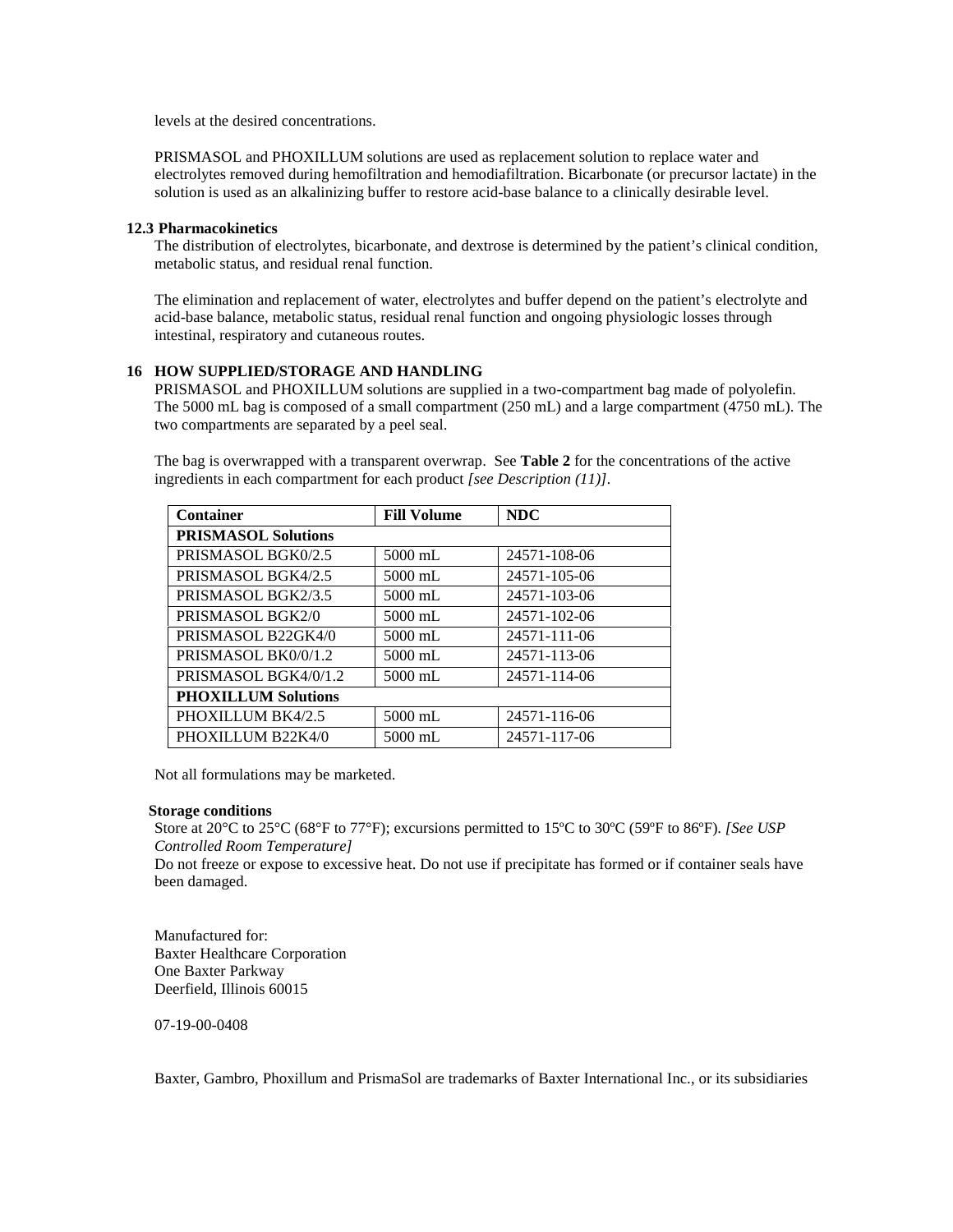levels at the desired concentrations.

PRISMASOL and PHOXILLUM solutions are used as replacement solution to replace water and electrolytes removed during hemofiltration and hemodiafiltration. Bicarbonate (or precursor lactate) in the solution is used as an alkalinizing buffer to restore acid-base balance to a clinically desirable level.

### 12.3 Pharmacokinetics

The distribution of electrolytes, bicarbonate, and dextrose is determined by the patient's clinical condition, metabolic status, and residual renal function.

The elimination and replacement of water, electrolytes and buffer depend on the patient's electrolyte and acid-base balance, metabolic status, residual renal function and ongoing physiologic losses through intestinal, respiratory and cutaneous routes.

## 16 HOW SUPPLIED/STORAGE AND HANDLING

PRISMASOL and PHOXILLUM solutions are supplied in a two-compartment bag made of polyolefin. The 5000 mL bag is composed of a small compartment (250 mL) and a large compartment (4750 mL). The two compartments are separated by a peel seal.

The bag is overwrapped with a transparent overwrap. See **Table 2** for the concentrations of the active ingredients in each compartment for each product *[see Description (11)]*.

| Container | Fill Volume | NDC |
|---|---|---|
| **PRISMASOL Solutions** | | |
| PRISMASOL BGK0/2.5 | 5000 mL | 24571-108-06 |
| PRISMASOL BGK4/2.5 | 5000 mL | 24571-105-06 |
| PRISMASOL BGK2/3.5 | 5000 mL | 24571-103-06 |
| PRISMASOL BGK2/0 | 5000 mL | 24571-102-06 |
| PRISMASOL B22GK4/0 | 5000 mL | 24571-111-06 |
| PRISMASOL BK0/0/1.2 | 5000 mL | 24571-113-06 |
| PRISMASOL BGK4/0/1.2 | 5000 mL | 24571-114-06 |
| **PHOXILLUM Solutions** | | |
| PHOXILLUM BK4/2.5 | 5000 mL | 24571-116-06 |
| PHOXILLUM B22K4/0 | 5000 mL | 24571-117-06 |

Not all formulations may be marketed.

**Storage conditions**

Store at 20°C to 25°C (68°F to 77°F); excursions permitted to 15ºC to 30ºC (59ºF to 86ºF). *[See USP Controlled Room Temperature]*
Do not freeze or expose to excessive heat. Do not use if precipitate has formed or if container seals have been damaged.

Manufactured for:
Baxter Healthcare Corporation
One Baxter Parkway
Deerfield, Illinois 60015

07-19-00-0408

Baxter, Gambro, Phoxillum and PrismaSol are trademarks of Baxter International Inc., or its subsidiaries